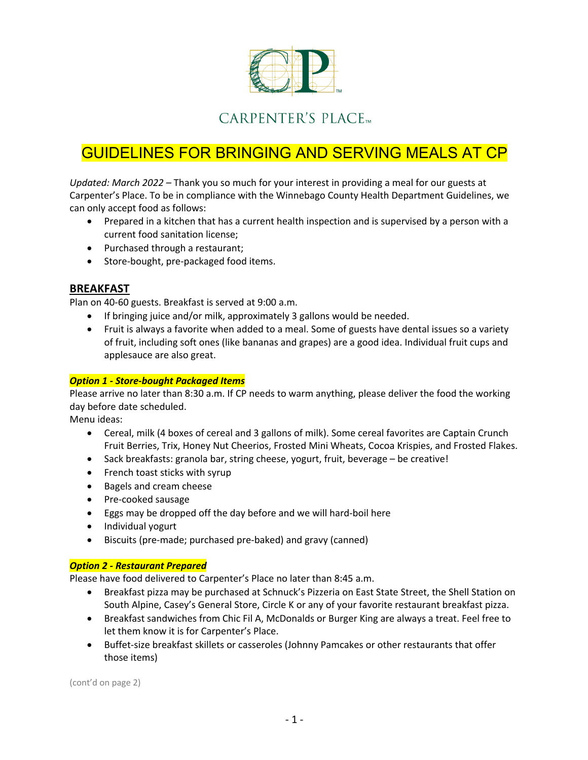CARPENTER'S PLACE™

# GUIDELINES FOR BRINGING AND SERVING MEALS AT CP

*Updated: March 2022* – Thank you so much for your interest in providing a meal for our guests at Carpenter's Place. To be in compliance with the Winnebago County Health Department Guidelines, we can only accept food as follows:

- Prepared in a kitchen that has a current health inspection and is supervised by a person with a current food sanitation license;
- Purchased through a restaurant;
- Store-bought, pre-packaged food items.

## BREAKFAST

Plan on 40-60 guests. Breakfast is served at 9:00 a.m.

- If bringing juice and/or milk, approximately 3 gallons would be needed.
- Fruit is always a favorite when added to a meal. Some of guests have dental issues so a variety of fruit, including soft ones (like bananas and grapes) are a good idea. Individual fruit cups and applesauce are also great.

### *Option 1 - Store-bought Packaged Items*

Please arrive no later than 8:30 a.m. If CP needs to warm anything, please deliver the food the working day before date scheduled.

Menu ideas:

- Cereal, milk (4 boxes of cereal and 3 gallons of milk). Some cereal favorites are Captain Crunch Fruit Berries, Trix, Honey Nut Cheerios, Frosted Mini Wheats, Cocoa Krispies, and Frosted Flakes.
- Sack breakfasts: granola bar, string cheese, yogurt, fruit, beverage – be creative!
- French toast sticks with syrup
- Bagels and cream cheese
- Pre-cooked sausage
- Eggs may be dropped off the day before and we will hard-boil here
- Individual yogurt
- Biscuits (pre-made; purchased pre-baked) and gravy (canned)

### *Option 2 - Restaurant Prepared*

Please have food delivered to Carpenter's Place no later than 8:45 a.m.

- Breakfast pizza may be purchased at Schnuck's Pizzeria on East State Street, the Shell Station on South Alpine, Casey's General Store, Circle K or any of your favorite restaurant breakfast pizza.
- Breakfast sandwiches from Chic Fil A, McDonalds or Burger King are always a treat. Feel free to let them know it is for Carpenter's Place.
- Buffet-size breakfast skillets or casseroles (Johnny Pamcakes or other restaurants that offer those items)

(cont'd on page 2)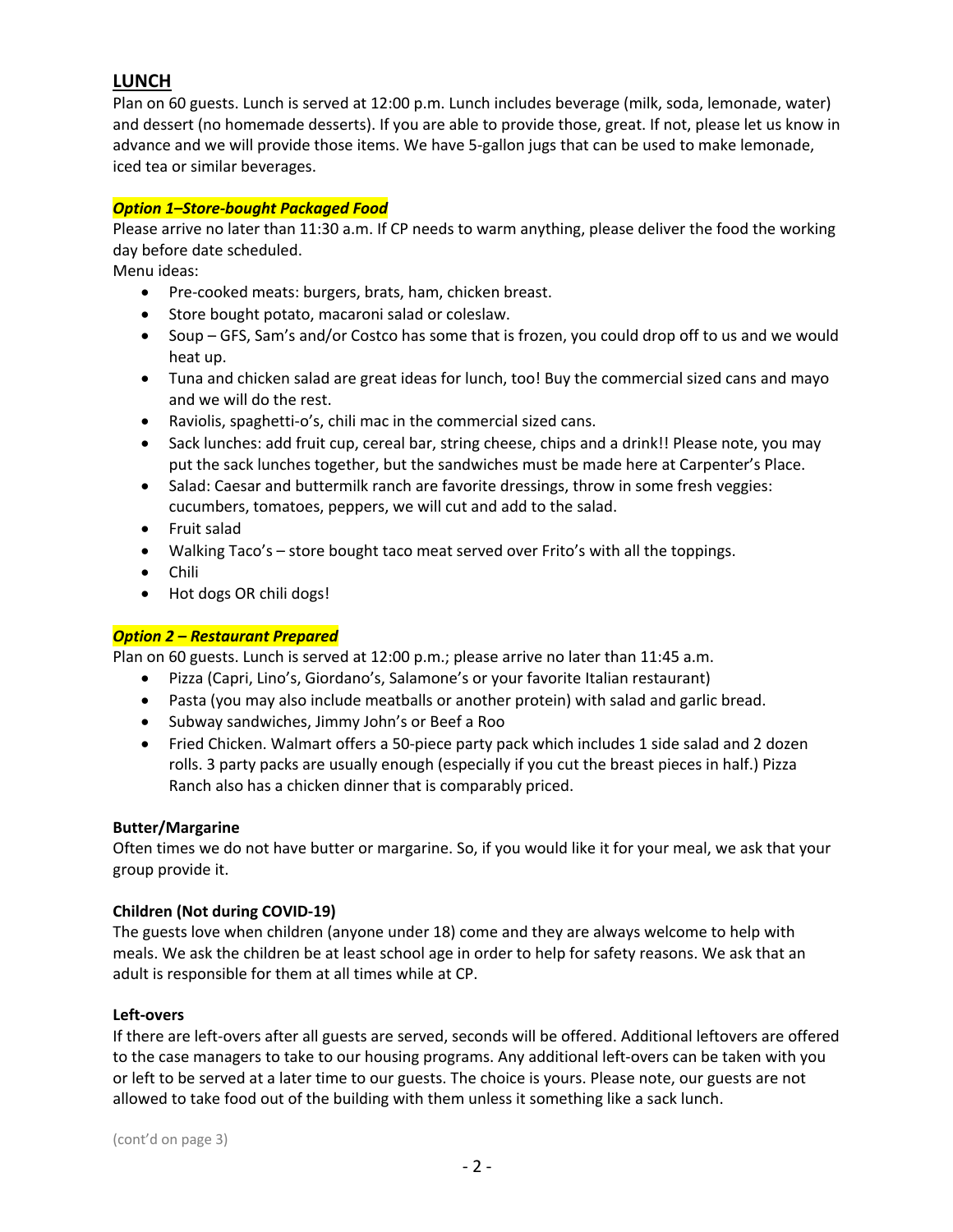## LUNCH

Plan on 60 guests. Lunch is served at 12:00 p.m. Lunch includes beverage (milk, soda, lemonade, water) and dessert (no homemade desserts). If you are able to provide those, great. If not, please let us know in advance and we will provide those items. We have 5-gallon jugs that can be used to make lemonade, iced tea or similar beverages.

***Option 1–Store-bought Packaged Food***

Please arrive no later than 11:30 a.m. If CP needs to warm anything, please deliver the food the working day before date scheduled.

Menu ideas:

- Pre-cooked meats: burgers, brats, ham, chicken breast.
- Store bought potato, macaroni salad or coleslaw.
- Soup – GFS, Sam's and/or Costco has some that is frozen, you could drop off to us and we would heat up.
- Tuna and chicken salad are great ideas for lunch, too! Buy the commercial sized cans and mayo and we will do the rest.
- Raviolis, spaghetti-o's, chili mac in the commercial sized cans.
- Sack lunches: add fruit cup, cereal bar, string cheese, chips and a drink!! Please note, you may put the sack lunches together, but the sandwiches must be made here at Carpenter's Place.
- Salad: Caesar and buttermilk ranch are favorite dressings, throw in some fresh veggies: cucumbers, tomatoes, peppers, we will cut and add to the salad.
- Fruit salad
- Walking Taco's – store bought taco meat served over Frito's with all the toppings.
- Chili
- Hot dogs OR chili dogs!

***Option 2 – Restaurant Prepared***

Plan on 60 guests. Lunch is served at 12:00 p.m.; please arrive no later than 11:45 a.m.

- Pizza (Capri, Lino's, Giordano's, Salamone's or your favorite Italian restaurant)
- Pasta (you may also include meatballs or another protein) with salad and garlic bread.
- Subway sandwiches, Jimmy John's or Beef a Roo
- Fried Chicken. Walmart offers a 50-piece party pack which includes 1 side salad and 2 dozen rolls. 3 party packs are usually enough (especially if you cut the breast pieces in half.) Pizza Ranch also has a chicken dinner that is comparably priced.

**Butter/Margarine**

Often times we do not have butter or margarine. So, if you would like it for your meal, we ask that your group provide it.

**Children (Not during COVID-19)**

The guests love when children (anyone under 18) come and they are always welcome to help with meals. We ask the children be at least school age in order to help for safety reasons. We ask that an adult is responsible for them at all times while at CP.

**Left-overs**

If there are left-overs after all guests are served, seconds will be offered. Additional leftovers are offered to the case managers to take to our housing programs. Any additional left-overs can be taken with you or left to be served at a later time to our guests. The choice is yours. Please note, our guests are not allowed to take food out of the building with them unless it something like a sack lunch.

(cont'd on page 3)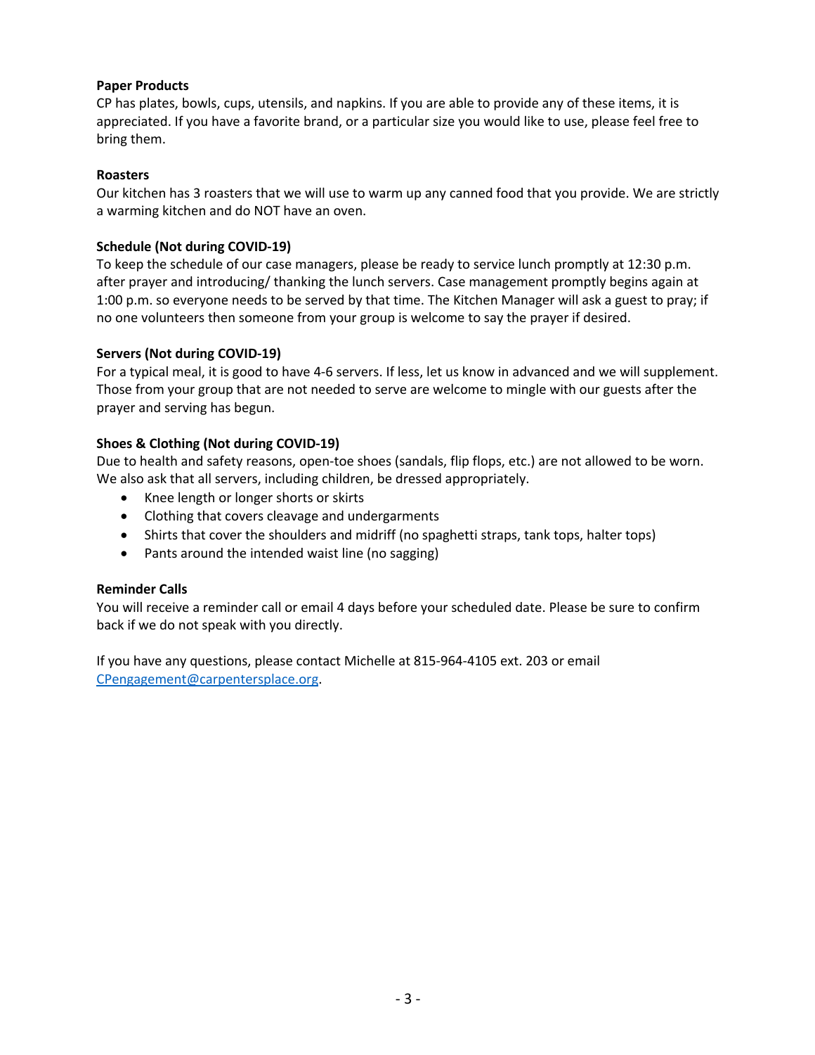**Paper Products**
CP has plates, bowls, cups, utensils, and napkins. If you are able to provide any of these items, it is appreciated. If you have a favorite brand, or a particular size you would like to use, please feel free to bring them.

**Roasters**
Our kitchen has 3 roasters that we will use to warm up any canned food that you provide. We are strictly a warming kitchen and do NOT have an oven.

**Schedule (Not during COVID-19)**
To keep the schedule of our case managers, please be ready to service lunch promptly at 12:30 p.m. after prayer and introducing/ thanking the lunch servers. Case management promptly begins again at 1:00 p.m. so everyone needs to be served by that time. The Kitchen Manager will ask a guest to pray; if no one volunteers then someone from your group is welcome to say the prayer if desired.

**Servers (Not during COVID-19)**
For a typical meal, it is good to have 4-6 servers. If less, let us know in advanced and we will supplement. Those from your group that are not needed to serve are welcome to mingle with our guests after the prayer and serving has begun.

**Shoes & Clothing (Not during COVID-19)**
Due to health and safety reasons, open-toe shoes (sandals, flip flops, etc.) are not allowed to be worn. We also ask that all servers, including children, be dressed appropriately.

- Knee length or longer shorts or skirts
- Clothing that covers cleavage and undergarments
- Shirts that cover the shoulders and midriff (no spaghetti straps, tank tops, halter tops)
- Pants around the intended waist line (no sagging)

**Reminder Calls**
You will receive a reminder call or email 4 days before your scheduled date. Please be sure to confirm back if we do not speak with you directly.

If you have any questions, please contact Michelle at 815-964-4105 ext. 203 or email CPengagement@carpentersplace.org.